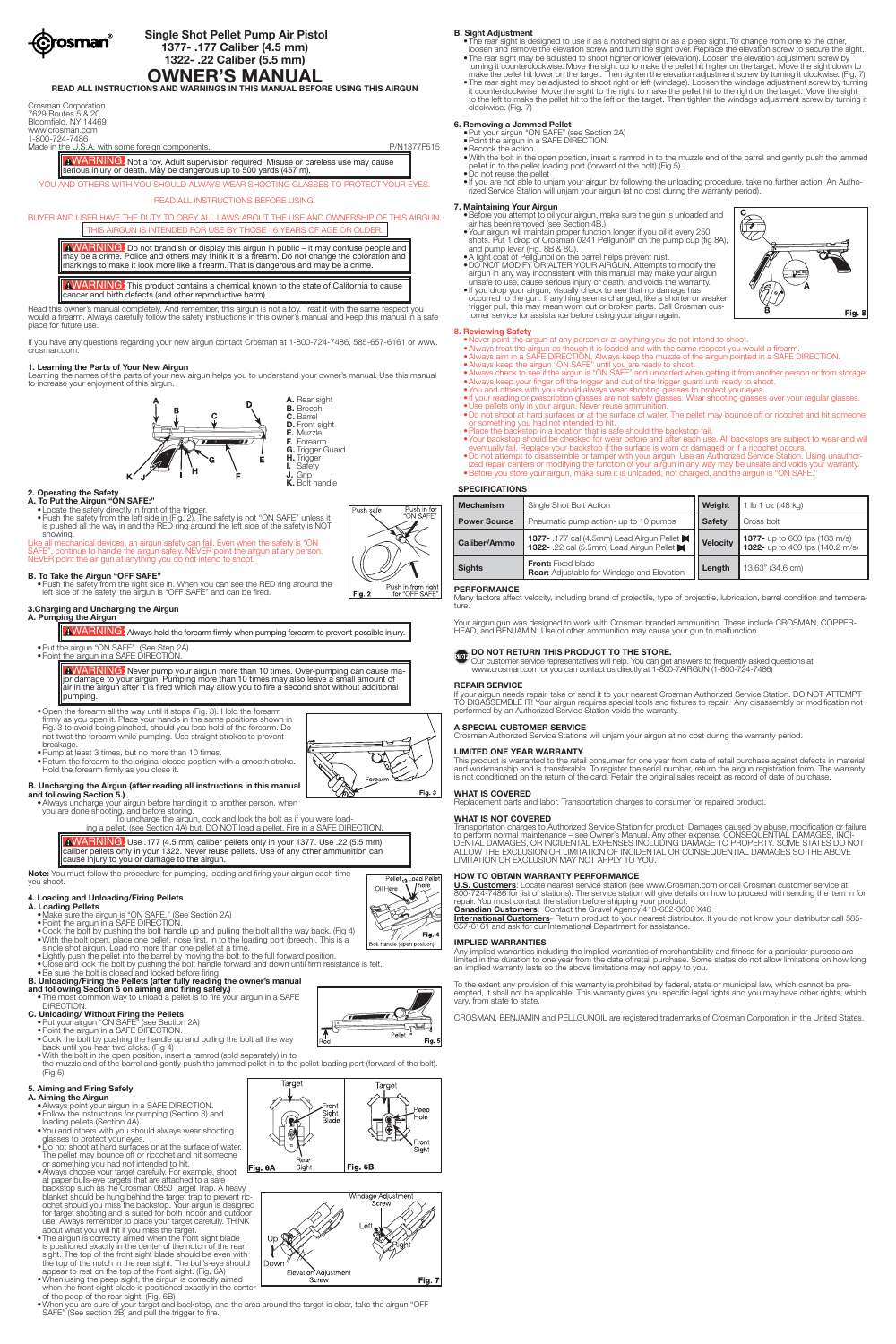# Crosman®

## Single Shot Pellet Pump Air Pistol
## 1377- .177 Caliber (4.5 mm)
## 1322- .22 Caliber (5.5 mm)

# OWNER'S MANUAL

**READ ALL INSTRUCTIONS AND WARNINGS IN THIS MANUAL BEFORE USING THIS AIRGUN**

Crosman Corporation
7629 Routes 5 & 20
Bloomfield, NY 14469
www.crosman.com
1-800-724-7486
Made in the U.S.A. with some foreign components. P/N1377F515

**⚠WARNING:** Not a toy. Adult supervision required. Misuse or careless use may cause serious injury or death. May be dangerous up to 500 yards (457 m).

YOU AND OTHERS WITH YOU SHOULD ALWAYS WEAR SHOOTING GLASSES TO PROTECT YOUR EYES.

READ ALL INSTRUCTIONS BEFORE USING.

BUYER AND USER HAVE THE DUTY TO OBEY ALL LAWS ABOUT THE USE AND OWNERSHIP OF THIS AIRGUN. THIS AIRGUN IS INTENDED FOR USE BY THOSE 16 YEARS OF AGE OR OLDER.

**⚠WARNING:** Do not brandish or display this airgun in public – it may confuse people and may be a crime. Police and others may think it is a firearm. Do not change the coloration and markings to make it look more like a firearm. That is dangerous and may be a crime.

**⚠WARNING:** This product contains a chemical known to the state of California to cause cancer and birth defects (and other reproductive harm).

Read this owner's manual completely. And remember, this airgun is not a toy. Treat it with the same respect you would a firearm. Always carefully follow the safety instructions in this owner's manual and keep this manual in a safe place for future use.

If you have any questions regarding your new airgun contact Crosman at 1-800-724-7486, 585-657-6161 or www.crosman.com.

### 1. Learning the Parts of Your New Airgun

Learning the names of the parts of your new airgun helps you to understand your owner's manual. Use this manual to increase your enjoyment of this airgun.

**A.** Rear sight
**B.** Breech
**C.** Barrel
**D.** Front sight
**E.** Muzzle
**F.** Forearm
**G.** Trigger Guard
**H.** Trigger
**I.** Safety
**J.** Grip
**K.** Bolt handle

### 2. Operating the Safety

**A. To Put the Airgun "ON SAFE:"**

- Locate the safety directly in front of the trigger.
- Push the safety from the left side in (Fig. 2). The safety is not "ON SAFE" unless it is pushed all the way in and the RED ring around the left side of the safety is NOT showing.

Like all mechanical devices, an airgun safety can fail. Even when the safety is "ON SAFE", continue to handle the airgun safely. NEVER aim the airgun at any person. NEVER point the air gun at anything you do not intend to shoot.

**B. To Take the Airgun "OFF SAFE"**

- Push the safety from the right side in. When you can see the RED ring around the left side of the safety, the airgun is "OFF SAFE" and can be fired.

Push safe — Push in for "ON SAFE" — Push in from right for "OFF SAFE"
Fig. 2

### 3.Charging and Uncharging the Airgun

**A. Pumping the Airgun**

**⚠WARNING:** Always hold the forearm firmly when pumping forearm to prevent possible injury.

- Put the airgun "ON SAFE". (See Step 2A)
- Point the airgun in a SAFE DIRECTION.

**⚠WARNING:** Never pump your airgun more than 10 times. Over-pumping can cause major damage to your airgun. Pumping more than 10 times may also leave a small amount of air in the airgun after it is fired which may allow you to fire a second shot without additional pumping.

- Open the forearm all the way until it stops (Fig. 3). Hold the forearm firmly as you open it. Place your hands in the same positions shown in Fig. 3 to avoid being pinched, should you lose hold of the forearm. Do not twist the forearm while pumping. Use straight strokes to prevent breakage.
- Pump at least 3 times, but no more than 10 times.
- Return the forearm to the original closed position with a smooth stroke. Hold the forearm firmly as you close it.

Forearm
Fig. 3

**B. Uncharging the Airgun (after reading all instructions in this manual and following Section 5.)**

- Always uncharge your airgun before handing it to another person, when you are done shooting, and before storing.
  To uncharge the airgun, cock and lock the bolt as if you were loading a pellet, (see Section 4A) but, DO NOT load a pellet. Fire in a SAFE DIRECTION.

**⚠WARNING:** Use .177 (4.5 mm) caliber pellets only in your 1377. Use .22 (5.5 mm) caliber pellets only in your 1322. Never reuse pellets. Use of any other ammunition can cause injury to you or damage to the airgun.

**Note:** You must follow the procedure for pumping, loading and firing your airgun each time you shoot.

### 4. Loading and Unloading/Firing Pellets

**A. Loading Pellets**

- Make sure the airgun is "ON SAFE." (See Section 2A)
- Point the airgun in a SAFE DIRECTION.
- Cock the bolt by pushing the bolt handle up and pulling the bolt all the way back. (Fig 4)
- With the bolt open, place one pellet, nose first, in to the loading port (breech). This is a single shot airgun. Load no more than one pellet at a time.
- Lightly push the pellet into the barrel by moving the bolt to the full forward position.
- Close and lock the bolt by pushing the bolt handle forward and down until firm resistance is felt.
- Be sure the bolt is closed and locked before firing.

Oil Here — Pellet — Load Pellet Here — Bolt handle (open position)
Fig. 4

**B. Unloading/Firing the Pellets (after fully reading the owner's manual and following Section 5 on aiming and firing safely.)**

- The most common way to unload a pellet is to fire your airgun in a SAFE DIRECTION.

**C. Unloading/ Without Firing the Pellets**

- Put your airgun "ON SAFE" (see Section 2A)
- Point the airgun in a SAFE DIRECTION.
- Cock the bolt by pushing the handle up and pulling the bolt all the way back until you hear two clicks. (Fig 4)
- With the bolt in the open position, insert a ramrod (sold separately) in to the muzzle end of the barrel and gently push the jammed pellet in to the pellet loading port (forward of the bolt). (Fig 5)

Rod — Pellet
Fig. 5

### 5. Aiming and Firing Safely

**A. Aiming the Airgun**

- Always point your airgun in a SAFE DIRECTION.
- Follow the instructions for pumping (Section 3) and loading pellets (Section 4A).
- You and others with you should always wear shooting glasses to protect your eyes.
- Do not shoot at hard surfaces or at the surface of water. The pellet may bounce off or ricochet and hit someone or something you had not intended to hit.
- Always choose your target carefully. For example, shoot at paper bulls-eye targets that are attached to a safe backstop such as the Crosman 0850 Target Trap. A heavy blanket should be hung behind the target trap to prevent ricochet should you miss the backstop. Your airgun is designed for target shooting and is suited for both indoor and outdoor use. Always remember to place your target carefully. THINK about what you will hit if you miss the target.
- The airgun is correctly aimed when the front sight blade is positioned exactly in the center of the notch of the rear sight. The top of the front sight blade should be even with the top of the notch in the rear sight. The bull's-eye should appear to rest on the top of the front sight. (Fig. 6A)
- When using the peep sight, the airgun is correctly aimed when the front sight blade is positioned exactly in the center of the peep of the rear sight. (Fig. 6B)
- When you are sure of your target and backstop, and the area around the target is clear, take the airgun "OFF SAFE" (See section 2B) and pull the trigger to fire.

Target — Front Sight Blade — Rear Sight
Fig. 6A

Target — Peep Hole — Front Sight
Fig. 6B

Windage Adjustment Screw — Left — Right — Up — Down — Elevation Adjustment Screw
Fig. 7

**B. Sight Adjustment**

- The rear sight is designed to use it as a notched sight or as a peep sight. To change from one to the other, loosen and remove the elevation screw and turn the sight over. Replace the elevation screw to secure the sight.
- The rear sight may be adjusted to shoot higher or lower (elevation). Loosen the elevation adjustment screw by turning it counterclockwise. Move the sight up to make the pellet hit higher on the target. Move the sight down to make the pellet hit lower on the target. Then tighten the elevation adjustment screw by turning it clockwise. (Fig. 7)
- The rear sight may be adjusted to shoot right or left (windage). Loosen the windage adjustment screw by turning it counterclockwise. Move the sight to the right to make the pellet hit to the right on the target. Move the sight to the left to make the pellet hit to the left on the target. Then tighten the windage adjustment screw by turning it clockwise. (Fig. 7)

### 6. Removing a Jammed Pellet

- Put your airgun "ON SAFE" (see Section 2A)
- Point the airgun in a SAFE DIRECTION.
- Recock the action.
- With the bolt in the open position, insert a ramrod in to the muzzle end of the barrel and gently push the jammed pellet in to the pellet loading port (forward of the bolt) (Fig 5).
- Do not reuse the pellet
- If you are not able to unjam your airgun by following the unloading procedure, take no further action. An Authorized Service Station will unjam your airgun (at no cost during the warranty period).

### 7. Maintaining Your Airgun

- Before you attempt to oil your airgun, make sure the gun is unloaded and air has been removed (see Section 4B.)
- Your airgun will maintain proper function longer if you oil it every 250 shots. Put 1 drop of Crosman 0241 Pellgunoil® on the pump cup (fig 8A), and pump lever (Fig. 8B & 8C).
- A light coat of Pellgunoil on the barrel helps prevent rust.
- DO NOT MODIFY OR ALTER YOUR AIRGUN. Attempts to modify the airgun in any way inconsistent with this manual may make your airgun unsafe to use, cause serious injury or death, and voids the warranty.
- If you drop your airgun, visually check to see that no damage has occurred to the gun. If anything seems changed, like a shorter or weaker trigger pull, this may mean worn out or broken parts. Call Crosman customer service for assistance before using your airgun again.

Fig. 8

### 8. Reviewing Safety

- Never point the airgun at any person or at anything you do not intend to shoot.
- Always treat the airgun as though it is loaded and with the same respect you would a firearm.
- Always aim in a SAFE DIRECTION. Always keep the muzzle of the airgun pointed in a SAFE DIRECTION.
- Always keep the airgun "ON SAFE" until you are ready to shoot.
- Always check to see if the airgun is "ON SAFE" and unloaded when getting it from another person or from storage.
- Always keep your finger off the trigger and out of the trigger guard until ready to shoot.
- You and others with you should always wear shooting glasses to protect your eyes.
- If your reading or prescription glasses are not safety glasses, Wear shooting glasses over your regular glasses.
- Use pellets only in your airgun. Never reuse ammunition.
- Do not shoot at hard surfaces or at the surface of water. The pellet may bounce off or ricochet and hit someone or something you had not intended to hit.
- Place the backstop in a location that is safe should the backstop fail.
- Your backstop should be checked for wear before and after each use. All backstops are subject to wear and will eventually fail. Replace your backstop if the surface is worn or damaged or if a ricochet occurs.
- Do not attempt to disassemble or tamper with your airgun. Use an Authorized Service Station. Using unauthorized repair centers or modifying the function of your airgun in any way may be unsafe and voids your warranty.
- Before you store your airgun, make sure it is unloaded, not charged, and the airgun is "ON SAFE."

### SPECIFICATIONS

| Mechanism | Single Shot Bolt Action | Weight | 1 lb 1 oz (.48 kg) |
|---|---|---|---|
| Power Source | Pneumatic pump action- up to 10 pumps | Safety | Cross bolt |
| Caliber/Ammo | 1377- .177 cal (4.5mm) Lead Airgun Pellet<br>1322- .22 cal (5.5mm) Lead Airgun Pellet | Velocity | 1377- up to 600 fps (183 m/s)<br>1322- up to 460 fps (140.2 m/s) |
| Sights | Front: Fixed blade<br>Rear: Adjustable for Windage and Elevation | Length | 13.63" (34.6 cm) |

### PERFORMANCE

Many factors affect velocity, including brand of projectile, type of projectile, lubrication, barrel condition and temperature.

Your airgun gun was designed to work with Crosman branded ammunition. These include CROSMAN, COPPERHEAD, and BENJAMIN. Use of other ammunition may cause your gun to malfunction.

### DO NOT RETURN THIS PRODUCT TO THE STORE.

Our customer service representatives will help. You can get answers to frequently asked questions at www.crosman.com or you can contact us directly at 1-800-7AIRGUN (1-800-724-7486)

### REPAIR SERVICE

If your airgun needs repair, take or send it to your nearest Crosman Authorized Service Station. DO NOT ATTEMPT TO DISASSEMBLE IT! Your airgun requires special tools and fixtures to repair. Any disassembly or modification not performed by an Authorized Service Station voids the warranty.

### A SPECIAL CUSTOMER SERVICE

Crosman Authorized Service Stations will unjam your airgun at no cost during the warranty period.

### LIMITED ONE YEAR WARRANTY

This product is warranted to the retail consumer for one year from date of retail purchase against defects in material and workmanship and is transferable. To register the serial number, return the airgun registration form. The warranty is not conditioned on the return of the card. Retain the original sales receipt as record of date of purchase.

### WHAT IS COVERED

Replacement parts and labor. Transportation charges to consumer for repaired product.

### WHAT IS NOT COVERED

Transportation charges to Authorized Service Station for product. Damages caused by abuse, modification or failure to perform normal maintenance – see Owner's Manual. Any other expense. CONSEQUENTIAL DAMAGES, INCIDENTAL DAMAGES, OR INCIDENTAL EXPENSES INCLUDING DAMAGE TO PROPERTY. SOME STATES DO NOT ALLOW THE EXCLUSION OR LIMITATION OF INCIDENTAL OR CONSEQUENTIAL DAMAGES SO THE ABOVE LIMITATION OR EXCLUSION MAY NOT APPLY TO YOU.

### HOW TO OBTAIN WARRANTY PERFORMANCE

**U.S. Customers**: Locate nearest service station (see www.Crosman.com or call Crosman customer service at 800-724-7486 for list of stations). The service station will give details on how to proceed with sending the item in for repair. You must contact the station before shipping your product.
**Canadian Customers**: Contact the Gravel Agency 418-682-3000 X46
**International Customers**- Return product to your nearest distributor. If you do not know your distributor call 585-657-6161 and ask for our International Department for assistance.

### IMPLIED WARRANTIES

Any implied warranties including the implied warranties of merchantability and fitness for a particular purpose are limited in the duration to one year from the date of retail purchase. Some states do not allow limitations on how long an implied warranty lasts so the above limitations may not apply to you.

To the extent any provision of this warranty is prohibited by federal, state or municipal law, which cannot be preempted, it shall not be applicable. This warranty gives you specific legal rights and you may have other rights, which vary, from state to state.

CROSMAN, BENJAMIN and PELLGUNOIL are registered trademarks of Crosman Corporation in the United States.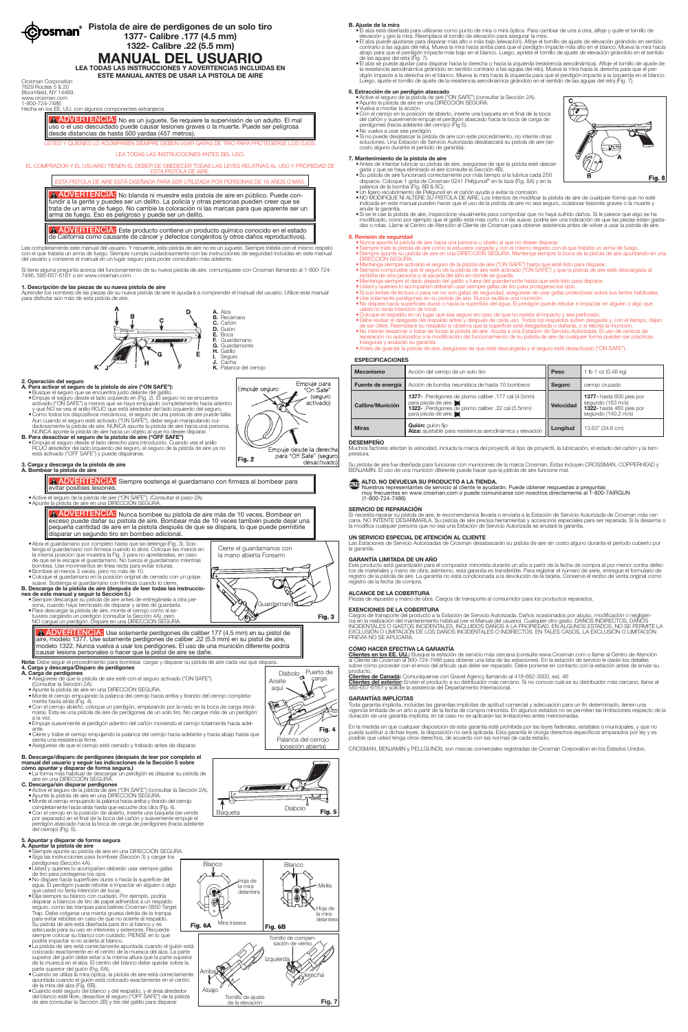# Pistola de aire de perdigones de un solo tiro
## 1377- Calibre .177 (4.5 mm)
## 1322- Calibre .22 (5.5 mm)

# MANUAL DEL USUARIO

**LEA TODAS LAS INSTRUCCIONES Y ADVERTENCIAS INCLUIDAS EN ESTE MANUAL ANTES DE USAR LA PISTOLA DE AIRE**

Crosman Corporation
7629 Routes 5 & 20
Bloomfield, NY 14469
www.crosman.com
1-800-724-7486
Hecha en los EE. UU. con algunos componentes extranjeros.

**⚠ ADVERTENCIA:** No es un juguete. Se requiere la supervisión de un adulto. El mal uso o el uso descuidado puede causar lesiones graves o la muerte. Puede ser peligrosa desde distancias de hasta 500 yardas (457 metros).

USTED Y QUIENES LO ACOMPAÑEN SIEMPRE DEBEN USAR GAFAS DE TIRO PARA PROTEGERSE LOS OJOS.

LEA TODAS LAS INSTRUCCIONES ANTES DEL USO.

EL COMPRADOR Y EL USUARIO TIENEN EL DEBER DE OBEDECER TODAS LAS LEYES RELATIVAS AL USO Y PROPIEDAD DE ESTA PISTOLA DE AIRE.

ESTA PISTOLA DE AIRE ESTÁ DISEÑADA PARA SER UTILIZADA POR PERSONAS DE 16 AÑOS O MÁS.

**⚠ ADVERTENCIA:** No blanda ni muestre esta pistola de aire en público. Puede confundir a la gente y puedes ser un delito. La policía y otras personas pueden creer que se trata de un arma de fuego. No cambie la coloración ni las marcas para que aparente ser un arma de fuego. Eso es peligroso y puede ser un delito.

**⚠ ADVERTENCIA:** Este producto contiene un producto químico conocido en el estado de California como causante de cáncer y defectos congénitos (y otros daños reproductivos).

Lea completamente este manual del usuario. Y recuerde, esta pistola de aire no es un juguete. Siempre trátela con el mismo respeto con el que trataría un arma de fuego. Siempre cumpla cuidadosamente con las instrucciones de seguridad incluidas en este manual del usuario y conserve el manual en un lugar seguro para poder consultarlo más adelante.

Si tiene alguna pregunta acerca del funcionamiento de su nueva pistola de aire, comuníquese con Crosman llamando al 1-800-724-7486, 585-657-6161 o en www.crosman.com.

## 1. Descripción de las piezas de su nueva pistola de aire

Aprender los nombres de las piezas de su nueva pistola de aire le ayudará a comprender el manual del usuario. Utilice este manual para disfrutar aún más de esta pistola de aire.

A. Alza
B. Recámara
C. Cañón
D. Guión
E. Boca
F. Guardamano
G. Guardamonte
H. Gatillo
I. Seguro
J. Cacha
K. Palanca del cerrojo

## 2. Operación del seguro

**A. Para activar el seguro de la pistola de aire ("ON SAFE"):**

- Busque el seguro que se encuentra justo delante del gatillo.
- Empuje el seguro desde el lado izquierdo en (Fig. 2). El seguro se encuentra activado ("ON SAFE") a menos que se haya empujado completamente hacia adentro y que NO se vea el anillo ROJO que está alrededor del lado izquierdo del seguro.
- Como todos los dispositivos mecánicos, el seguro de una pistola de aire puede fallar. Aun cuando el seguro esté activado ("ON SAFE"), debe seguir manipulando cuidadosamente la pistola de aire. NUNCA apunte la pistola de aire hacia una persona. NUNCA apunte la pistola de aire hacia un objeto al que no desee disparar.

**B. Para desactivar el seguro de la pistola de aire ("OFF SAFE")**

- Empuje el seguro desde el lado derecho para introducirlo. Cuando vea el anillo ROJO alrededor del lado izquierdo del seguro, el seguro de la pistola de aire ya no está activado ("OFF SAFE") y puede dispararse.

Empuje seguro
Empuje para "On Safe" (seguro activado)
Empuje desde la derecha para "Off Safe" (seguro desactivado)
Fig. 2

## 3. Carga y descarga de la pistola de aire

**A. Bombear la pistola de aire**

**⚠ ADVERTENCIA:** Siempre sostenga el guardamano con firmeza al bombear para evitar posibles lesiones.

- Active el seguro de la pistola de aire ("ON SAFE"). (Consultar el paso 2A).
- Apunte la pistola de aire en una DIRECCIÓN SEGURA.

**⚠ ADVERTENCIA:** Nunca bombee su pistola de aire más de 10 veces. Bombear en exceso puede dañar su pistola de aire. Bombear más de 10 veces también puede dejar una pequeña cantidad de aire en la pistola después de que se dispare, lo que puede permitirle disparar un segundo tiro sin bombeo adicional.

- Abra el guardamano por completo hasta que se detenga (Fig. 3). Sostenga el guardamano con firmeza cuando lo abra. Coloque las manos en la misma posición que muestra la Fig. 3 para no apretarse los dedos, en caso de que se le escape el guardamano. No tuerza el guardamano mientras bombea. Use movimientos en línea recta para evitar roturas.
- Bombee al menos 3 veces, pero no más de 10.
- Coloque el guardamano en la posición original de cerrado con un golpe suave. Sostenga el guardamano con firmeza cuando lo cierre.

Cierre el guardamanos con la mano abierta Forearm
Guardamano
Fig. 3

**B. Descarga de la pistola de aire (después de leer todas las instrucciones de este manual y seguir la Sección 5.)**

- Siempre descargue su pistola de aire antes de entregársela a otra persona, cuando haya terminado de disparar y antes de guardarla.
- Para descargar la pistola de aire, monte el cerrojo como si estuviera cargando un perdigón (consultar la Sección 4A), pero NO cargue un perdigón. Dispare en una DIRECCIÓN SEGURA.

**⚠ ADVERTENCIA:** Use solamente perdigones de caliber 177 (4.5 mm) en su pistol de aire, modelo 1377. Use solamente perdigones de caliber .22 (5.5 mm) en su pistol de aire, modelo 1322. Nunca vuelva a usar los perdigones. El uso de una munición diferente podría causar lesiones personales o hacer que la pistol de aire se dañe.

**Nota:** Debe seguir el procedimiento para bombear, cargar y disparar su pistola de aire cada vez que dispare.

## 4. Carga y descarga/Disparo de perdigones

**A. Carga de perdigones**

- Asegúrese de que la pistola de aire esté con el seguro activado ("ON SAFE"). (Consultar la Sección 2A).
- Apunte la pistola de aire en una DIRECCIÓN SEGURA.
- Monte el cerrojo empujando la palanca del cerrojo hacia arriba y tirando del cerrojo completamente hacia atrás (Fig. 4).
- Con el cerrojo abierto, coloque un perdigón, empezando por la nariz en la boca de carga (recámara). Esta es una pistola de aire de perdigones de un solo tiro. No cargue más de un perdigón a la vez.
- Empuje suavemente el perdigón adentro del cañón moviendo el cerrojo totalmente hacia adelante.
- Cierre y trabe el cerrojo empujando la palanca del cerrojo hacia adelante y hacia abajo hasta que sienta una resistencia firme.
- Asegúrese de que el cerrojo esté cerrado y trabado antes de disparar.

Diábolo
Aceite aquí
Puerto de carga
Fig. 4
Palanca del cerrojo (posición abierta)

**B. Descarga/disparo de perdigones (después de leer por completo el manual del usuario y seguir las indicaciones de la Sección 5 sobre cómo apuntar y disparar de forma segura.)**

- La forma más habitual de descargar un perdigón es disparar su pistola de aire en una DIRECCIÓN SEGURA.

**C. Descarga/sin disparar perdigones**

- Active el seguro de la pistola de aire ("ON SAFE") (consultar la Sección 2A).
- Apunte la pistola de aire en una DIRECCIÓN SEGURA.
- Monte el cerrojo empujando la palanca hacia arriba y tirando del cerrojo completamente hacia atrás hasta que escuche dos clic (Fig. 4).
- Con el cerrojo en la posición de abierto, inserte una baqueta (se vende por separado) en el final de la boca del cañón y suavemente empuje el perdigón atascado hacia la boca de carga de perdigones (hacia adelante del cerrojo) (Fig. 5).

Baqueta
Diábolo
Fig. 5

## 5. Apuntar y disparar de forma segura

**A. Apuntar la pistola de aire**

- Siempre apunte su pistola de aire en una DIRECCIÓN SEGURA.
- Siga las instrucciones para bombear (Sección 3) y cargar los perdigones (Sección 4A).
- Usted y quienes lo acompañen deberán usar siempre gafas de tiro para proteger los ojos.
- No dispare hacia superficies duras o hacia la superficie del agua. El perdigón puede rebotar e impactar en alguien o algo que usted no tenía intención de tocar.
- Elija siempre su blanco con cuidado. Por ejemplo, podría disparar a blancos de tiro de papel adheridos a un respaldo seguro, como las trampas para balines Crosman 0850 Target Trap. Debe colgarse una manta gruesa detrás de la trampa para evitar rebotes en caso de que no acierte al respaldo. Su pistola de aire está diseñada para tiro al blanco y es adecuada para su uso en interiores y exteriores. Recuerde siempre colocar su blanco con cuidado. PIENSE en lo que podría impactar si no acierta al blanco.
- La pistola de aire está correctamente apuntada cuando el guión está colocado exactamente en el centro de la muesca del alza. La parte superior del guión debe estar a la misma altura que la parte superior de la muesca en el alza. El centro del blanco debe quedar sobre la parte superior del guión (Fig. 6A).
- Cuando se utiliza la mira óptica, la pistola de aire está correctamente apuntada cuando el guión está colocado exactamente en el centro de la mira del alza (Fig. 6B).
- Cuando esté seguro del blanco y del respaldo, y el área alrededor del blanco esté libre, desactive el seguro ("OFF SAFE") de la pistola de aire (consultar la Sección 2B) y tire del gatillo para disparar.

Blanco
Hoja de la mira delantera
Mira trasera
Fig. 6A

Blanco
Mirilla
Hoja de la mira delantera
Fig. 6B

Tornillo de compensación de viento
Izquierda
Derecha
Arriba
Abajo
Tornillo de ajuste de la elevación
Fig. 7

**B. Ajuste de la mira**

- El alza está diseñada para utilizarse como punto de mira o mira óptica. Para cambiar de una a otra, afloje y quite el tornillo de elevación y gire la mira. Reemplace el tornillo de elevación para asegurar la mira.
- El alza puede ajustarse para disparar más alto o más bajo (elevación). Afloje el tornillo de ajuste de elevación girándolo en sentido contrario a las agujas del reloj. Mueva la mira hacia arriba para que el perdigón impacte más alto en el blanco. Mueva la mira hacia abajo para que el perdigón impacte más bajo en el blanco. Luego, apriete el tornillo de ajuste de elevación girándolo en el sentido de las agujas del reloj (Fig. 7).
- El alza se puede ajustar para disparar hacia la derecha o hacia la izquierda (resistencia aerodinámica). Afloje el tornillo de ajuste de la resistencia aerodinámica girándolo en sentido contrario a las agujas del reloj. Mueva la mira hacia la derecha para que el perdigón impacte a la derecha en el blanco. Mueva la mira hacia la izquierda para que el perdigón impacte a la izquierda en el blanco. Luego, ajuste el tornillo de ajuste de la resistencia aerodinámica en el sentido de las agujas del reloj (Fig. 7).

## 6. Extracción de un perdigón atascado

- Active el seguro de la pistola de aire ("ON SAFE") (consultar la Sección 2A).
- Apunte la pistola de aire en una DIRECCIÓN SEGURA.
- Vuelva a montar la acción.
- Con el cerrojo en la posición de abierto, inserte una baqueta en el final de la boca del cañón y suavemente empuje el perdigón atascado hacia la boca de carga de perdigones (hacia adelante del cerrojo) (Fig. 5).
- No vuelva a usar ese perdigón.
- Si no puede desatascar la pistola de aire con este procedimiento, no intente otras soluciones. Una Estación de Servicio Autorizada desatascará su pistola de aire (sin costo alguno durante el período de garantía).

## 7. Mantenimiento de la pistola de aire

- Antes de intentar lubricar su pistola de aire, asegúrese de que la pistola esté descargada y que se haya eliminado el aire (consulte la Sección 4B).
- Su pistola de aire funcionará correctamente por más tiempo si la lubrica cada 250 disparos. Coloque 1 gota de Crosman 0241 Pellgunoil® en la taza (Fig. 8A) y en la palanca de la bomba (Fig. 8B & 8C).
- Un ligero recubrimiento de Pellgunoil en el cañón ayuda a evitar la corrosión.
- NO MODIFIQUE NI ALTERE SU PISTOLA DE AIRE. Los intentos de modificar la pistola de aire de cualquier forma que no esté indicada en este manual pueden hacer que el uso de la pistola de aire no sea seguro, ocasionar lesiones graves o la muerte y anular la garantía.
- Si se le cae la pistola de aire, inspeccione visualmente para comprobar que no haya sufrido daños. Si le parece que algo se ha modificado, como por ejemplo que el gatillo está más corto o más suave, podría ser una indicación de que las piezas están gastadas o rotas. Llame al Centro de Atención al Cliente de Crosman para obtener asistencia antes de volver a usar la pistola de aire.

C
B
A
Fig. 8

## 8. Revisión de seguridad

- Nunca apunte la pistola de aire hacia una persona u objeto al que no desee disparar.
- Siempre trate la pistola de aire como si estuviera cargada y con el mismo respeto con el que trataría un arma de fuego.
- Siempre apunte su pistola de aire en una DIRECCIÓN SEGURA. Mantenga siempre la boca de la pistola de aire apuntando en una DIRECCIÓN SEGURA.
- Mantenga siempre activado el seguro de la pistola de aire ("ON SAFE") hasta que esté listo para disparar.
- Siempre compruebe que el seguro de la pistola de aire esté activado ("ON SAFE") y que la pistola de aire esté descargada al recibirla de otra persona o al sacarla del sitio en donde se guarda.
- Mantenga siempre el dedo alejado del gatillo y fuera del guardamonte hasta que esté listo para disparar.
- Usted y quienes lo acompañen deberán usar siempre gafas de tiro para protegerse los ojos.
- Si sus lentes de lectura o para ver no son gafas de seguridad, asegúrese de usar gafas protectoras sobre sus lentes habituales.
- Use solamente perdigones en su pistola de aire. Nunca reutilice una munición.
- No dispare hacia superficies duras o hacia la superficie del agua. El perdigón puede rebotar e impactar en alguien o algo que usted no tenía intención de tocar.
- Coloque el respaldo en un lugar que sea seguro en caso de que no resista el impacto y sea perforado.
- Debe revisar el desgaste del respaldo antes y después de cada uso. Todos los respaldos sufren desgaste y, con el tiempo, dejan de ser útiles. Reemplace su respaldo si observa que la superficie está desgastada o dañada, o si rebota la munición.
- No intente desarmar o tratar de forzar la pistola de aire. Acuda a una Estación de Servicio Autorizada. El uso de centros de reparación no autorizados o la modificación del funcionamiento de su pistola de aire de cualquier forma pueden ser prácticas inseguras y anularán su garantía.
- Antes de guardar la pistola de aire, asegúrese de que esté descargada y el seguro esté desactivado ("ON SAFE").

## ESPECIFICACIONES

| | | | |
|---|---|---|---|
| **Mecanismo** | Acción del cerrojo de un solo tiro | **Peso** | 1 lb 1 oz (0.48 kg) |
| **Fuente de energía** | Acción de bomba neumática de hasta 10 bombeos | **Seguro** | cerrojo cruzado |
| **Calibre/Munición** | **1377-** .Perdigones de plomo caliber .177 cal (4.5mm) para pistola de aire.<br>**1322-** .Perdigones de plomo caliber .22 cal (5.5mm) para pistola de aire. | **Velocidad** | **1377-** hasta 600 pies por segundo (183 m/s)<br>**1322-** hasta 460 pies por segundo (140.2 m/s) |
| **Miras** | **Guión:** guión fijo<br>**Alza:** ajustable para resistencia aerodinámica y elevación | **Longitud** | 13.63" (34.6 cm) |

### DESEMPEÑO

Muchos factores afectan la velocidad, incluida la marca del proyectil, el tipo de proyectil, la lubricación, el estado del cañón y la temperatura.

Su pistola de aire fue diseñada para funcionar con municiones de la marca Crosman. Estas incluyen CROSSMAN, COPPERHEAD y BENJAMIN. El uso de una munición diferente puede hacer que la pistola de aire funcione mal.

### ALTO. NO DEVUELVA SU PRODUCTO A LA TIENDA.

Nuestros representantes de servicio al cliente te ayudarán. Puede obtener respuestas a preguntas muy frecuentes en www.crosman.com o puede comunicarse con nosotros directamente al 1-800-7AIRGUN (1-800-724-7486)

### SERVICIO DE REPARACIÓN

Si necesita reparar su pistola de aire, le recomendamos llevarla o enviarla a la Estación de Servicio Autorizada de Crosman más cercana. NO INTENTE DESARMARLA. Su pistola de aire precisa herramientas y accesorios especiales para ser reparada. Si la desarma o la modifica cualquier persona que no sea una Estación de Servicio Autorizada se anulará la garantía.

### UN SERVICIO ESPECIAL DE ATENCIÓN AL CLIENTE

Las Estaciones de Servicio Autorizadas de Crosman desatascarán su pistola de aire sin costo alguno durante el período cubierto por la garantía.

### GARANTÍA LIMITADA DE UN AÑO

Este producto está garantizado para el comprador minorista durante un año a partir de la fecha de compra al por menor contra defectos de materiales y mano de obra; asimismo, esta garantía es transferible. Para registrar el número de serie, entregue el formulario de registro de la pistola de aire. La garantía no está condicionada a la devolución de la tarjeta. Conserve el recibo de venta original como registro de la fecha de compra.

### ALCANCE DE LA COBERTURA

Piezas de repuesto y mano de obra. Cargos de transporte al consumidor para los productos reparados.

### EXENCIONES DE LA COBERTURA

Cargos de transporte del producto a la Estación de Servicio Autorizada. Daños ocasionados por abuso, modificación o negligencia en la realización del mantenimiento habitual (ver el Manual del usuario). Cualquier otro gasto. DAÑOS INDIRECTOS, DAÑOS INCIDENTALES O GASTOS INCIDENTALES, INCLUIDOS DAÑOS A LA PROPIEDAD. EN ALGUNOS ESTADOS, NO SE PERMITE LA EXCLUSIÓN O LIMITACIÓN DE LOS DAÑOS INCIDENTALES O INDIRECTOS. EN TALES CASOS, LA EXCLUSIÓN O LIMITACIÓN PREVIA NO SE APLICARÁ.

### CÓMO HACER EFECTIVA LA GARANTÍA

**Clientes en los EE. UU.:** Busque la estación de servicio más cercana (consulte www.Crosman.com o llame al Centro de Atención al Cliente de Crosman al 800-724-7486 para obtener una lista de las estaciones). En la estación de servicio le darán los detalles sobre cómo proceder con el envío del artículo que debe ser reparado. Debe ponerse en contacto con la estación antes de enviar su producto.

**Clientes de Canadá:** Comuníquense con Gravel Agency llamando al 416-682-3000, ext. 46

**Clientes del exterior:** Envíen el producto a su distribuidor más cercano. Si no conoce cuál es su distribuidor más cercano, llame al 585-657-6161 y solicite la asistencia del Departamento Internacional.

### GARANTÍAS IMPLÍCITAS

Toda garantía implícita, incluidas las garantías implícitas de aptitud comercial y adecuación para un fin determinado, tienen una vigencia limitada de un año a partir de la fecha de compra minorista. En algunos estados no se permiten las limitaciones respecto de la duración de una garantía implícita; en tal caso no se aplicarán las limitaciones antes mencionadas.

En la medida en que cualquier disposición de esta garantía esté prohibida por las leyes federales, estatales o municipales, y que no pueda sustituir a dichas leyes, la disposición no será aplicada. Esta garantía le otorga derechos específicos amparados por ley y es posible que usted tenga otros derechos, de acuerdo con las normas de cada estado.

CROSMAN, BENJAMIN y PELLGUNOIL son marcas comerciales registradas de Crosman Corporation en los Estados Unidos.